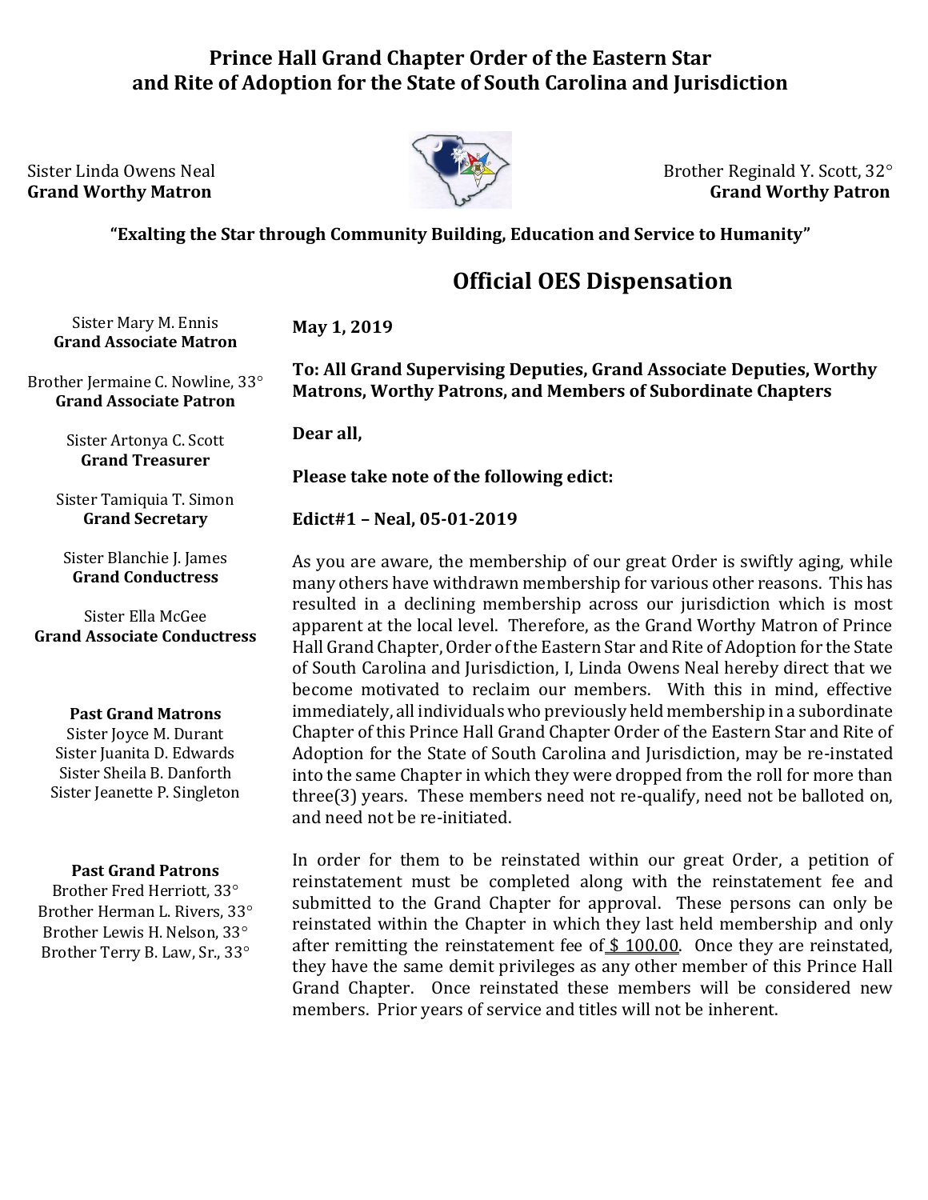# Prince Hall Grand Chapter Order of the Eastern Star and Rite of Adoption for the State of South Carolina and Jurisdiction

Sister Linda Owens Neal
**Grand Worthy Matron**

Brother Reginald Y. Scott, 32°
**Grand Worthy Patron**

**"Exalting the Star through Community Building, Education and Service to Humanity"**

## Official OES Dispensation

Sister Mary M. Ennis
**Grand Associate Matron**

Brother Jermaine C. Nowline, 33°
**Grand Associate Patron**

Sister Artonya C. Scott
**Grand Treasurer**

Sister Tamiquia T. Simon
**Grand Secretary**

Sister Blanchie J. James
**Grand Conductress**

Sister Ella McGee
**Grand Associate Conductress**

**Past Grand Matrons**
Sister Joyce M. Durant
Sister Juanita D. Edwards
Sister Sheila B. Danforth
Sister Jeanette P. Singleton

**Past Grand Patrons**
Brother Fred Herriott, 33°
Brother Herman L. Rivers, 33°
Brother Lewis H. Nelson, 33°
Brother Terry B. Law, Sr., 33°

**May 1, 2019**

**To: All Grand Supervising Deputies, Grand Associate Deputies, Worthy Matrons, Worthy Patrons, and Members of Subordinate Chapters**

**Dear all,**

**Please take note of the following edict:**

**Edict#1 – Neal, 05-01-2019**

As you are aware, the membership of our great Order is swiftly aging, while many others have withdrawn membership for various other reasons. This has resulted in a declining membership across our jurisdiction which is most apparent at the local level. Therefore, as the Grand Worthy Matron of Prince Hall Grand Chapter, Order of the Eastern Star and Rite of Adoption for the State of South Carolina and Jurisdiction, I, Linda Owens Neal hereby direct that we become motivated to reclaim our members. With this in mind, effective immediately, all individuals who previously held membership in a subordinate Chapter of this Prince Hall Grand Chapter Order of the Eastern Star and Rite of Adoption for the State of South Carolina and Jurisdiction, may be re-instated into the same Chapter in which they were dropped from the roll for more than three(3) years. These members need not re-qualify, need not be balloted on, and need not be re-initiated.

In order for them to be reinstated within our great Order, a petition of reinstatement must be completed along with the reinstatement fee and submitted to the Grand Chapter for approval. These persons can only be reinstated within the Chapter in which they last held membership and only after remitting the reinstatement fee of $ 100.00. Once they are reinstated, they have the same demit privileges as any other member of this Prince Hall Grand Chapter. Once reinstated these members will be considered new members. Prior years of service and titles will not be inherent.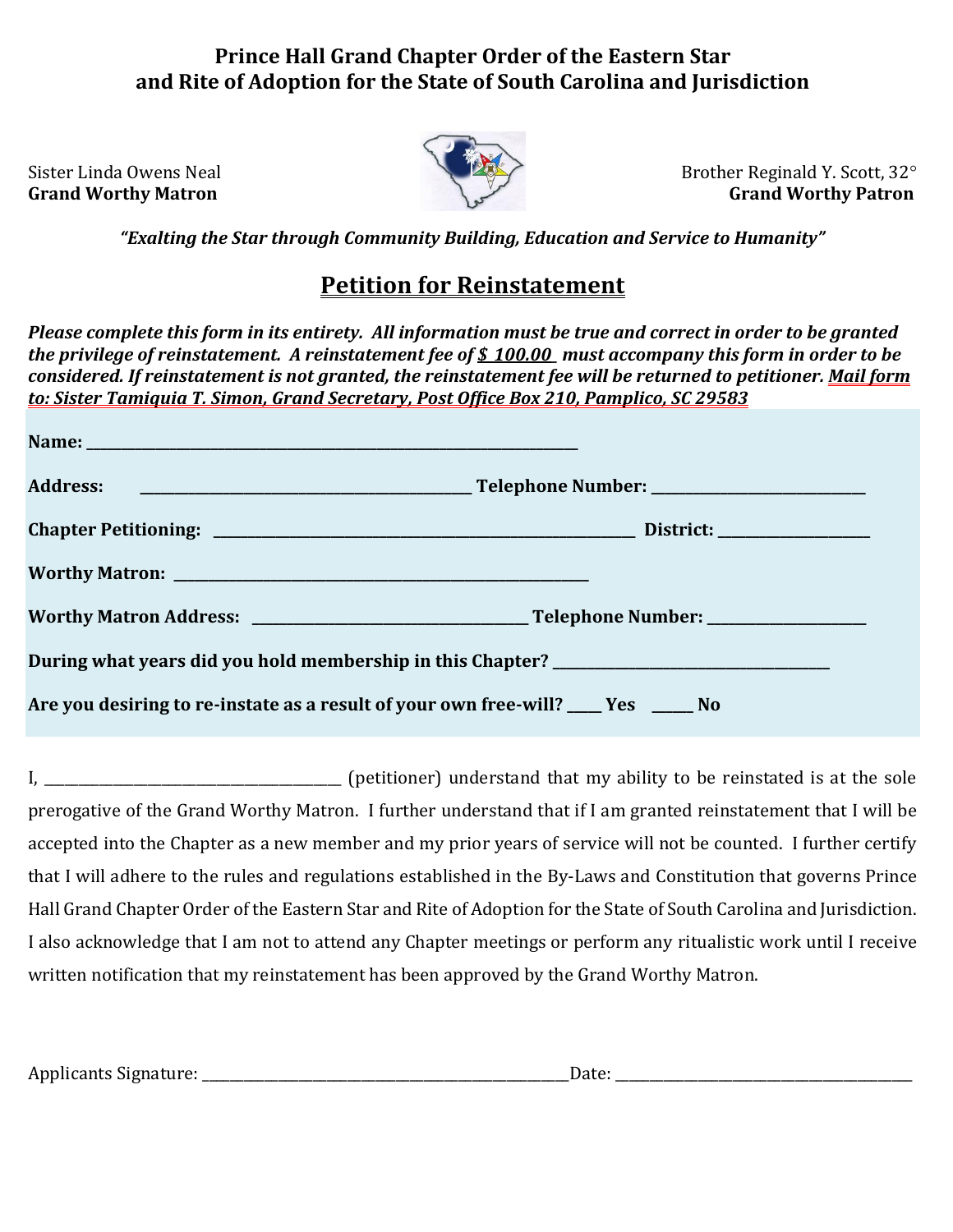## Prince Hall Grand Chapter Order of the Eastern Star and Rite of Adoption for the State of South Carolina and Jurisdiction

Sister Linda Owens Neal
**Grand Worthy Matron**

Brother Reginald Y. Scott, 32°
**Grand Worthy Patron**

***"Exalting the Star through Community Building, Education and Service to Humanity"***

## Petition for Reinstatement

***Please complete this form in its entirety. All information must be true and correct in order to be granted the privilege of reinstatement. A reinstatement fee of $ 100.00 must accompany this form in order to be considered. If reinstatement is not granted, the reinstatement fee will be returned to petitioner. Mail form to: Sister Tamiquia T. Simon, Grand Secretary, Post Office Box 210, Pamplico, SC 29583***

**Name:** ______________________________________________

**Address:** ______________________________ **Telephone Number:** ____________________

**Chapter Petitioning:** ______________________________________ **District:** ______________

**Worthy Matron:** ______________________________________

**Worthy Matron Address:** __________________________ **Telephone Number:** ______________

**During what years did you hold membership in this Chapter?** ____________________________

**Are you desiring to re-instate as a result of your own free-will?** _____ **Yes** ______ **No**

I, ______________________________ (petitioner) understand that my ability to be reinstated is at the sole prerogative of the Grand Worthy Matron. I further understand that if I am granted reinstatement that I will be accepted into the Chapter as a new member and my prior years of service will not be counted. I further certify that I will adhere to the rules and regulations established in the By-Laws and Constitution that governs Prince Hall Grand Chapter Order of the Eastern Star and Rite of Adoption for the State of South Carolina and Jurisdiction. I also acknowledge that I am not to attend any Chapter meetings or perform any ritualistic work until I receive written notification that my reinstatement has been approved by the Grand Worthy Matron.

Applicants Signature: ______________________________________ Date: ______________________________